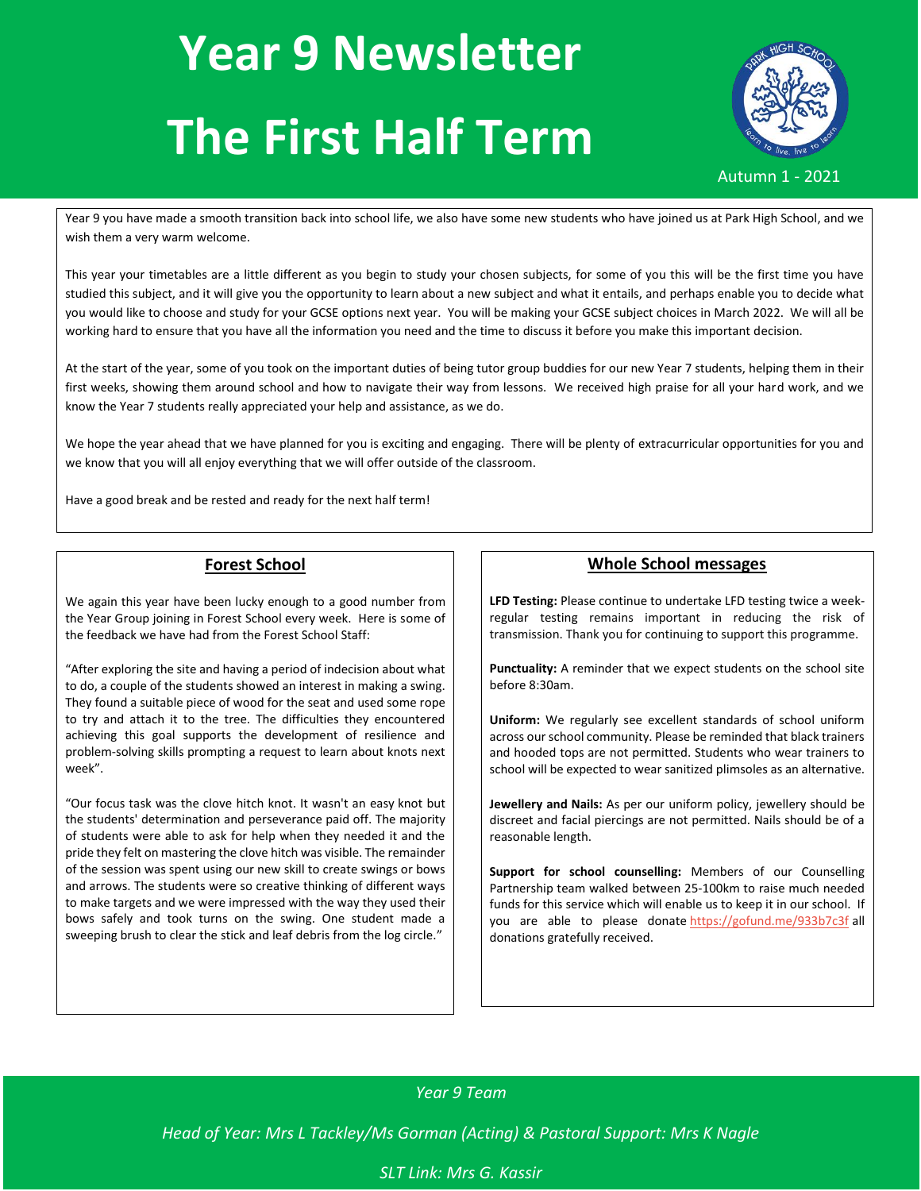# Year 9 Newsletter

# The First Half Term

Autumn 1 - 2021

Year 9 you have made a smooth transition back into school life, we also have some new students who have joined us at Park High School, and we wish them a very warm welcome.

This year your timetables are a little different as you begin to study your chosen subjects, for some of you this will be the first time you have studied this subject, and it will give you the opportunity to learn about a new subject and what it entails, and perhaps enable you to decide what you would like to choose and study for your GCSE options next year. You will be making your GCSE subject choices in March 2022. We will all be working hard to ensure that you have all the information you need and the time to discuss it before you make this important decision.

At the start of the year, some of you took on the important duties of being tutor group buddies for our new Year 7 students, helping them in their first weeks, showing them around school and how to navigate their way from lessons. We received high praise for all your hard work, and we know the Year 7 students really appreciated your help and assistance, as we do.

We hope the year ahead that we have planned for you is exciting and engaging. There will be plenty of extracurricular opportunities for you and we know that you will all enjoy everything that we will offer outside of the classroom.

Have a good break and be rested and ready for the next half term!

## Forest School

We again this year have been lucky enough to a good number from the Year Group joining in Forest School every week. Here is some of the feedback we have had from the Forest School Staff:

"After exploring the site and having a period of indecision about what to do, a couple of the students showed an interest in making a swing. They found a suitable piece of wood for the seat and used some rope to try and attach it to the tree. The difficulties they encountered achieving this goal supports the development of resilience and problem-solving skills prompting a request to learn about knots next week".

"Our focus task was the clove hitch knot. It wasn't an easy knot but the students' determination and perseverance paid off. The majority of students were able to ask for help when they needed it and the pride they felt on mastering the clove hitch was visible. The remainder of the session was spent using our new skill to create swings or bows and arrows. The students were so creative thinking of different ways to make targets and we were impressed with the way they used their bows safely and took turns on the swing. One student made a sweeping brush to clear the stick and leaf debris from the log circle."

## Whole School messages

**LFD Testing:** Please continue to undertake LFD testing twice a week- regular testing remains important in reducing the risk of transmission. Thank you for continuing to support this programme.

**Punctuality:** A reminder that we expect students on the school site before 8:30am.

**Uniform:** We regularly see excellent standards of school uniform across our school community. Please be reminded that black trainers and hooded tops are not permitted. Students who wear trainers to school will be expected to wear sanitized plimsoles as an alternative.

**Jewellery and Nails:** As per our uniform policy, jewellery should be discreet and facial piercings are not permitted. Nails should be of a reasonable length.

**Support for school counselling:** Members of our Counselling Partnership team walked between 25-100km to raise much needed funds for this service which will enable us to keep it in our school. If you are able to please donate https://gofund.me/933b7c3f all donations gratefully received.

*Year 9 Team*

*Head of Year: Mrs L Tackley/Ms Gorman (Acting) & Pastoral Support: Mrs K Nagle*

*SLT Link: Mrs G. Kassir*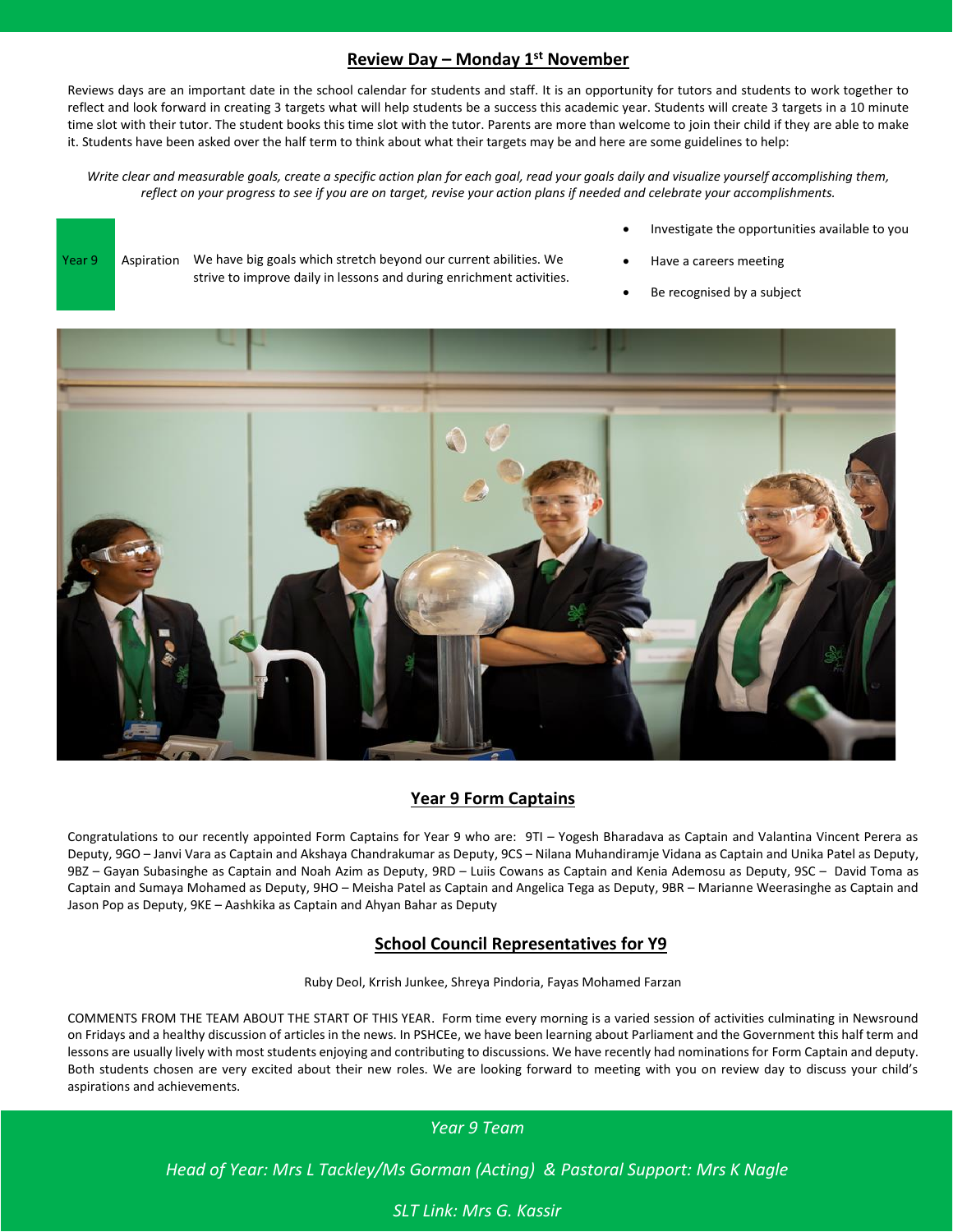## Review Day – Monday 1st November

Reviews days are an important date in the school calendar for students and staff. It is an opportunity for tutors and students to work together to reflect and look forward in creating 3 targets what will help students be a success this academic year. Students will create 3 targets in a 10 minute time slot with their tutor. The student books this time slot with the tutor. Parents are more than welcome to join their child if they are able to make it. Students have been asked over the half term to think about what their targets may be and here are some guidelines to help:

*Write clear and measurable goals, create a specific action plan for each goal, read your goals daily and visualize yourself accomplishing them, reflect on your progress to see if you are on target, revise your action plans if needed and celebrate your accomplishments.*

| | | | |
|---|---|---|---|
| Year 9 | Aspiration | We have big goals which stretch beyond our current abilities. We strive to improve daily in lessons and during enrichment activities. | • Investigate the opportunities available to you<br>• Have a careers meeting<br>• Be recognised by a subject |

## Year 9 Form Captains

Congratulations to our recently appointed Form Captains for Year 9 who are: 9TI – Yogesh Bharadava as Captain and Valantina Vincent Perera as Deputy, 9GO – Janvi Vara as Captain and Akshaya Chandrakumar as Deputy, 9CS – Nilana Muhandiramje Vidana as Captain and Unika Patel as Deputy, 9BZ – Gayan Subasinghe as Captain and Noah Azim as Deputy, 9RD – Luiis Cowans as Captain and Kenia Ademosu as Deputy, 9SC – David Toma as Captain and Sumaya Mohamed as Deputy, 9HO – Meisha Patel as Captain and Angelica Tega as Deputy, 9BR – Marianne Weerasinghe as Captain and Jason Pop as Deputy, 9KE – Aashkika as Captain and Ahyan Bahar as Deputy

## School Council Representatives for Y9

Ruby Deol, Krrish Junkee, Shreya Pindoria, Fayas Mohamed Farzan

COMMENTS FROM THE TEAM ABOUT THE START OF THIS YEAR. Form time every morning is a varied session of activities culminating in Newsround on Fridays and a healthy discussion of articles in the news. In PSHCEe, we have been learning about Parliament and the Government this half term and lessons are usually lively with most students enjoying and contributing to discussions. We have recently had nominations for Form Captain and deputy. Both students chosen are very excited about their new roles. We are looking forward to meeting with you on review day to discuss your child's aspirations and achievements.

*Year 9 Team*

*Head of Year: Mrs L Tackley/Ms Gorman (Acting) & Pastoral Support: Mrs K Nagle*

*SLT Link: Mrs G. Kassir*